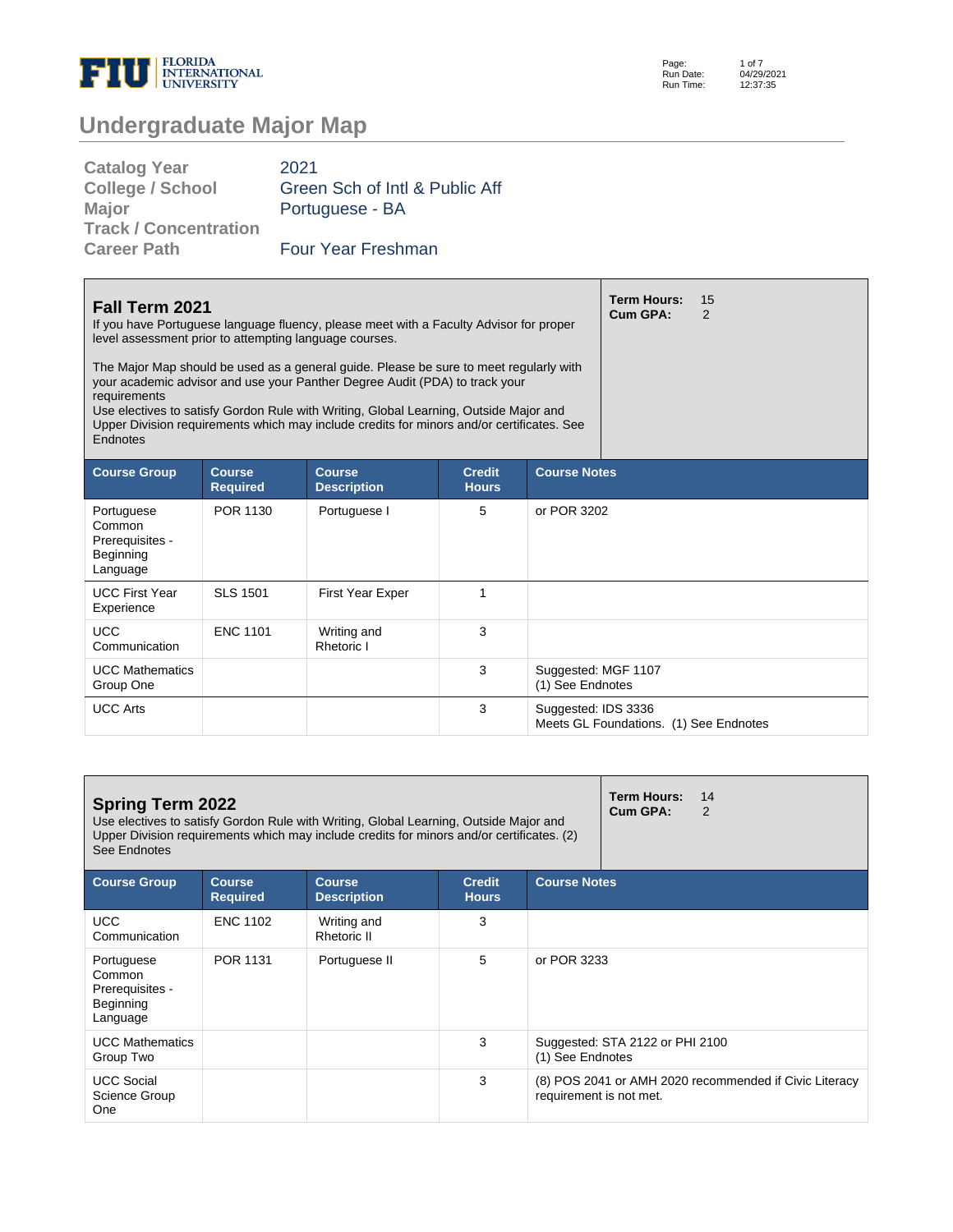# Undergraduate Major Map

| | |
|---|---|
| **Catalog Year** | 2021 |
| **College / School** | Green Sch of Intl & Public Aff |
| **Major** | Portuguese - BA |
| **Track / Concentration** | |
| **Career Path** | Four Year Freshman |

## Fall Term 2021

**Term Hours:** 15
**Cum GPA:** 2

If you have Portuguese language fluency, please meet with a Faculty Advisor for proper level assessment prior to attempting language courses.

The Major Map should be used as a general guide. Please be sure to meet regularly with your academic advisor and use your Panther Degree Audit (PDA) to track your requirements
Use electives to satisfy Gordon Rule with Writing, Global Learning, Outside Major and Upper Division requirements which may include credits for minors and/or certificates. See Endnotes

| Course Group | Course Required | Course Description | Credit Hours | Course Notes |
|---|---|---|---|---|
| Portuguese Common Prerequisites - Beginning Language | POR 1130 | Portuguese I | 5 | or POR 3202 |
| UCC First Year Experience | SLS 1501 | First Year Exper | 1 | |
| UCC Communication | ENC 1101 | Writing and Rhetoric I | 3 | |
| UCC Mathematics Group One | | | 3 | Suggested: MGF 1107<br>(1) See Endnotes |
| UCC Arts | | | 3 | Suggested: IDS 3336<br>Meets GL Foundations. (1) See Endnotes |

## Spring Term 2022

**Term Hours:** 14
**Cum GPA:** 2

Use electives to satisfy Gordon Rule with Writing, Global Learning, Outside Major and Upper Division requirements which may include credits for minors and/or certificates. (2) See Endnotes

| Course Group | Course Required | Course Description | Credit Hours | Course Notes |
|---|---|---|---|---|
| UCC Communication | ENC 1102 | Writing and Rhetoric II | 3 | |
| Portuguese Common Prerequisites - Beginning Language | POR 1131 | Portuguese II | 5 | or POR 3233 |
| UCC Mathematics Group Two | | | 3 | Suggested: STA 2122 or PHI 2100<br>(1) See Endnotes |
| UCC Social Science Group One | | | 3 | (8) POS 2041 or AMH 2020 recommended if Civic Literacy requirement is not met. |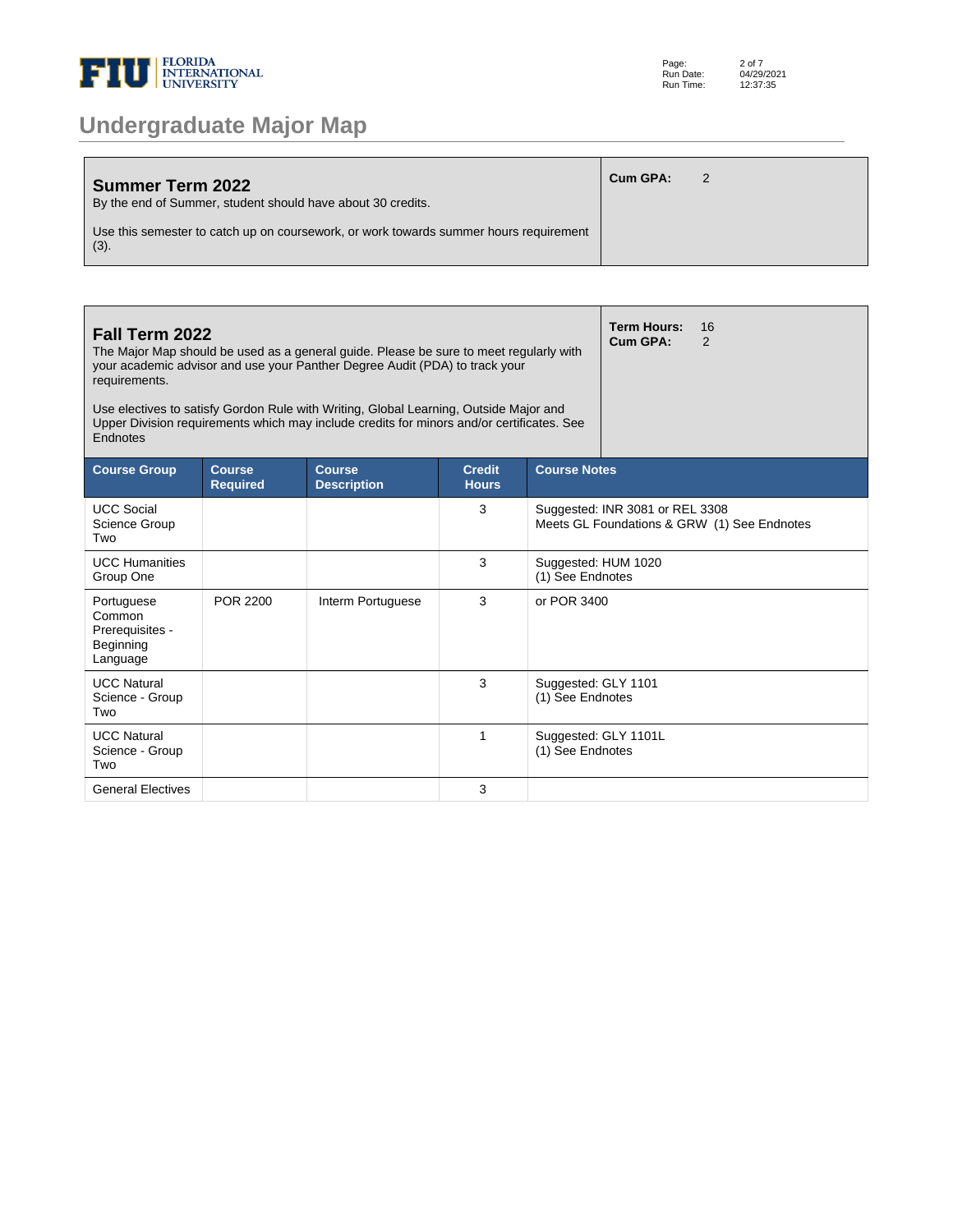# Undergraduate Major Map

## Summer Term 2022

By the end of Summer, student should have about 30 credits.

Use this semester to catch up on coursework, or work towards summer hours requirement (3).

**Cum GPA:** 2

## Fall Term 2022

The Major Map should be used as a general guide. Please be sure to meet regularly with your academic advisor and use your Panther Degree Audit (PDA) to track your requirements.

Use electives to satisfy Gordon Rule with Writing, Global Learning, Outside Major and Upper Division requirements which may include credits for minors and/or certificates. See Endnotes

**Term Hours:** 16
**Cum GPA:** 2

| Course Group | Course Required | Course Description | Credit Hours | Course Notes |
|---|---|---|---|---|
| UCC Social Science Group Two | | | 3 | Suggested: INR 3081 or REL 3308<br>Meets GL Foundations & GRW (1) See Endnotes |
| UCC Humanities Group One | | | 3 | Suggested: HUM 1020<br>(1) See Endnotes |
| Portuguese Common Prerequisites - Beginning Language | POR 2200 | Interm Portuguese | 3 | or POR 3400 |
| UCC Natural Science - Group Two | | | 3 | Suggested: GLY 1101<br>(1) See Endnotes |
| UCC Natural Science - Group Two | | | 1 | Suggested: GLY 1101L<br>(1) See Endnotes |
| General Electives | | | 3 | |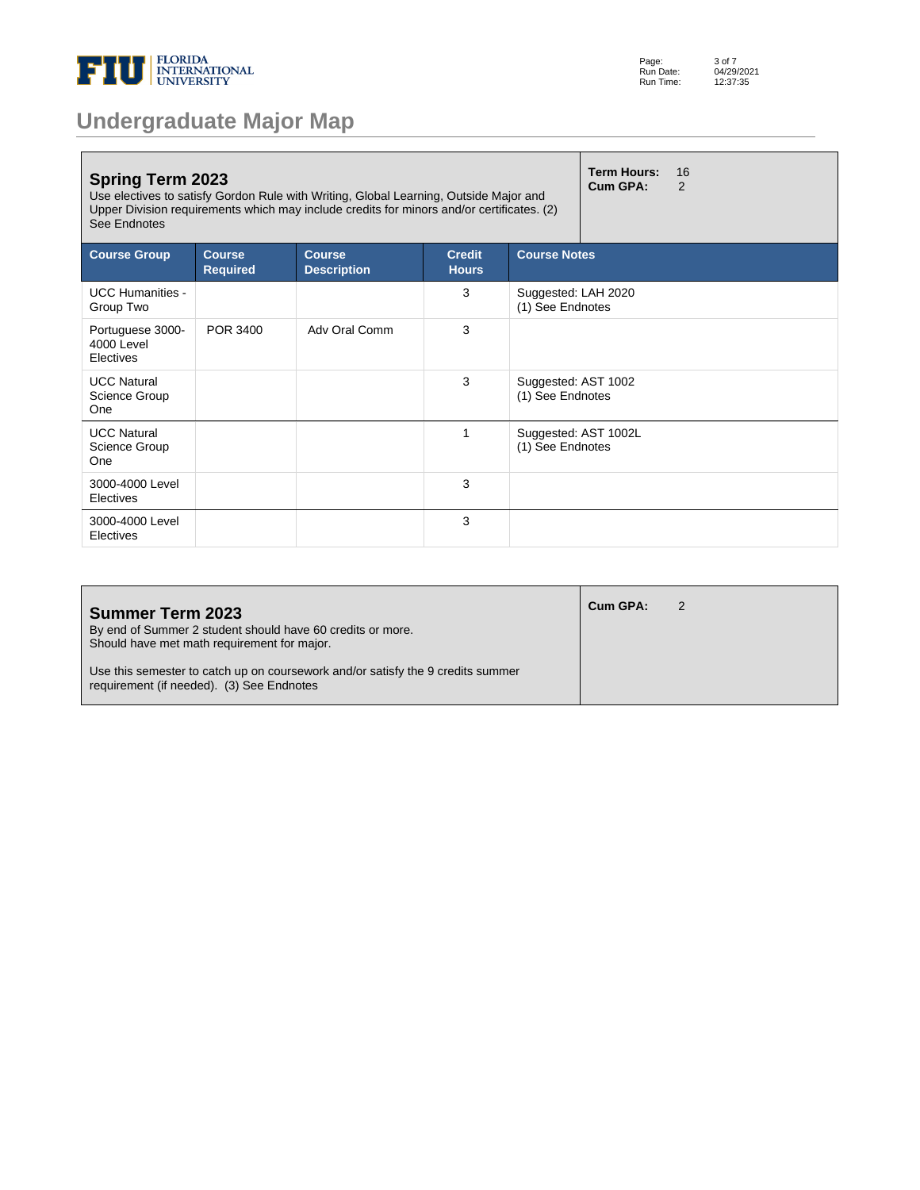# Undergraduate Major Map

## Spring Term 2023

Use electives to satisfy Gordon Rule with Writing, Global Learning, Outside Major and Upper Division requirements which may include credits for minors and/or certificates. (2) See Endnotes

**Term Hours:** 16
**Cum GPA:** 2

| Course Group | Course Required | Course Description | Credit Hours | Course Notes |
|---|---|---|---|---|
| UCC Humanities - Group Two | | | 3 | Suggested: LAH 2020 (1) See Endnotes |
| Portuguese 3000-4000 Level Electives | POR 3400 | Adv Oral Comm | 3 | |
| UCC Natural Science Group One | | | 3 | Suggested: AST 1002 (1) See Endnotes |
| UCC Natural Science Group One | | | 1 | Suggested: AST 1002L (1) See Endnotes |
| 3000-4000 Level Electives | | | 3 | |
| 3000-4000 Level Electives | | | 3 | |

## Summer Term 2023

By end of Summer 2 student should have 60 credits or more.
Should have met math requirement for major.

Use this semester to catch up on coursework and/or satisfy the 9 credits summer requirement (if needed). (3) See Endnotes

**Cum GPA:** 2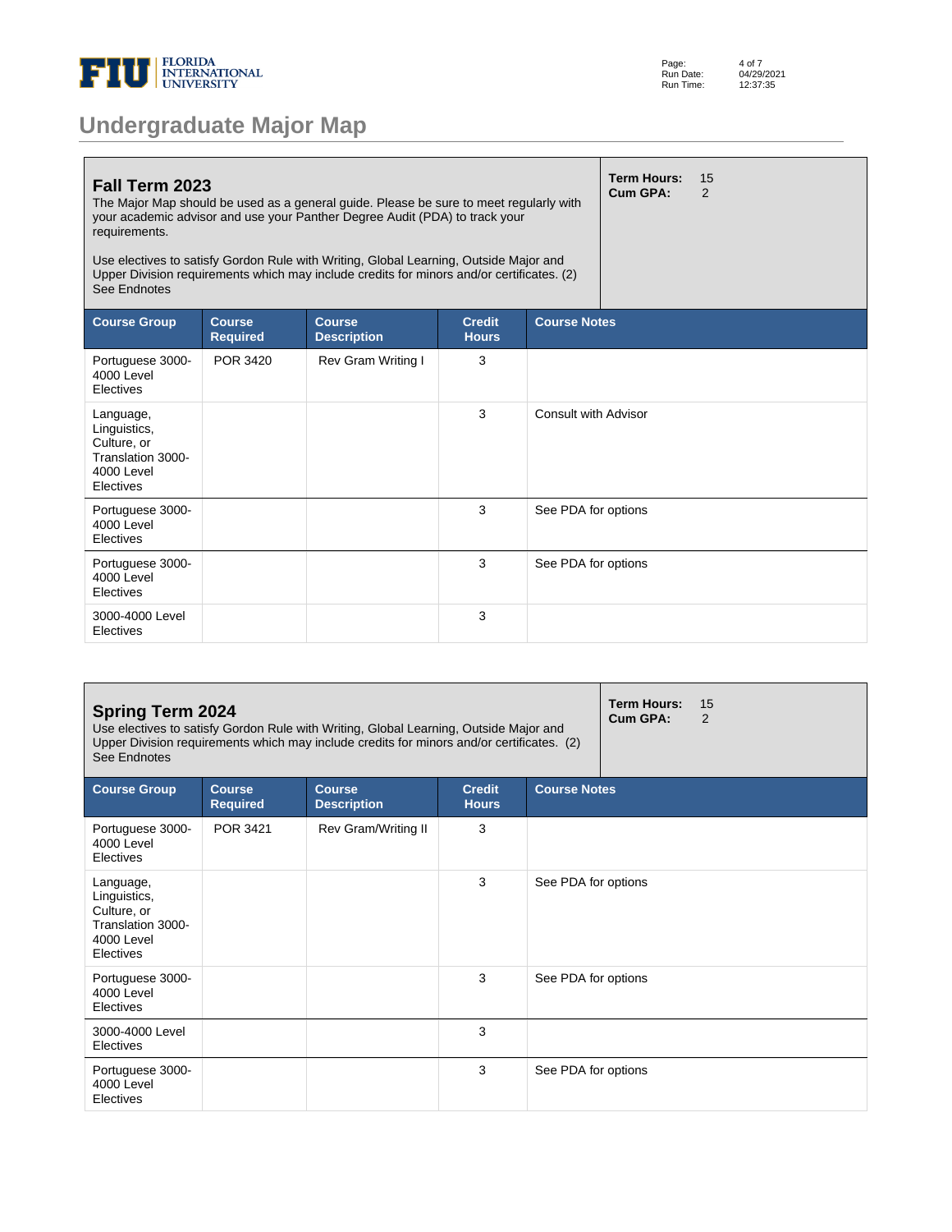# Undergraduate Major Map

## Fall Term 2023

The Major Map should be used as a general guide. Please be sure to meet regularly with your academic advisor and use your Panther Degree Audit (PDA) to track your requirements.

Use electives to satisfy Gordon Rule with Writing, Global Learning, Outside Major and Upper Division requirements which may include credits for minors and/or certificates. (2) See Endnotes

**Term Hours:** 15
**Cum GPA:** 2

| Course Group | Course Required | Course Description | Credit Hours | Course Notes |
|---|---|---|---|---|
| Portuguese 3000-4000 Level Electives | POR 3420 | Rev Gram Writing I | 3 | |
| Language, Linguistics, Culture, or Translation 3000-4000 Level Electives | | | 3 | Consult with Advisor |
| Portuguese 3000-4000 Level Electives | | | 3 | See PDA for options |
| Portuguese 3000-4000 Level Electives | | | 3 | See PDA for options |
| 3000-4000 Level Electives | | | 3 | |

## Spring Term 2024

Use electives to satisfy Gordon Rule with Writing, Global Learning, Outside Major and Upper Division requirements which may include credits for minors and/or certificates. (2) See Endnotes

**Term Hours:** 15
**Cum GPA:** 2

| Course Group | Course Required | Course Description | Credit Hours | Course Notes |
|---|---|---|---|---|
| Portuguese 3000-4000 Level Electives | POR 3421 | Rev Gram/Writing II | 3 | |
| Language, Linguistics, Culture, or Translation 3000-4000 Level Electives | | | 3 | See PDA for options |
| Portuguese 3000-4000 Level Electives | | | 3 | See PDA for options |
| 3000-4000 Level Electives | | | 3 | |
| Portuguese 3000-4000 Level Electives | | | 3 | See PDA for options |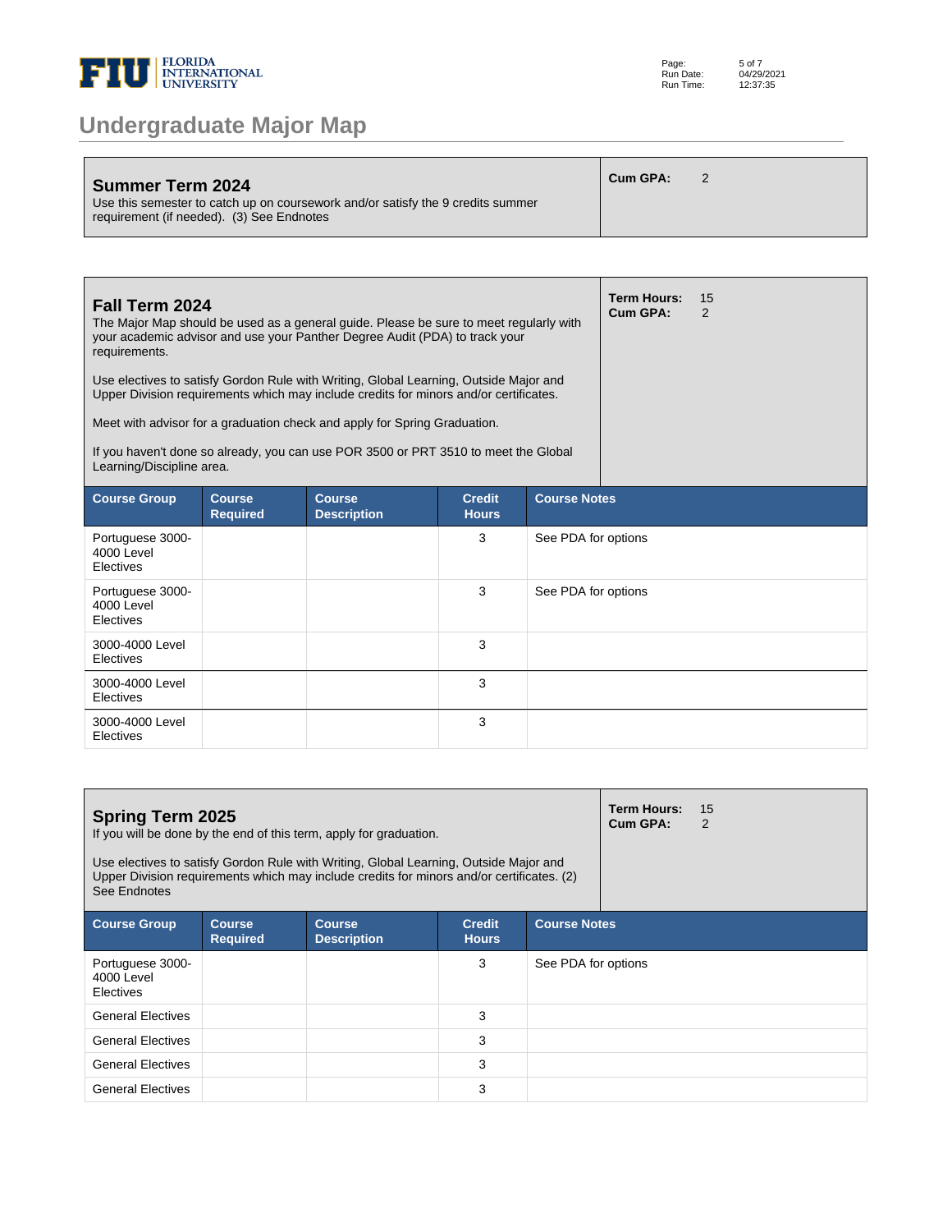# Undergraduate Major Map

## Summer Term 2024

Use this semester to catch up on coursework and/or satisfy the 9 credits summer requirement (if needed). (3) See Endnotes

**Cum GPA:** 2

## Fall Term 2024

The Major Map should be used as a general guide. Please be sure to meet regularly with your academic advisor and use your Panther Degree Audit (PDA) to track your requirements.

Use electives to satisfy Gordon Rule with Writing, Global Learning, Outside Major and Upper Division requirements which may include credits for minors and/or certificates.

Meet with advisor for a graduation check and apply for Spring Graduation.

If you haven't done so already, you can use POR 3500 or PRT 3510 to meet the Global Learning/Discipline area.

**Term Hours:** 15
**Cum GPA:** 2

| Course Group | Course Required | Course Description | Credit Hours | Course Notes |
|---|---|---|---|---|
| Portuguese 3000-4000 Level Electives | | | 3 | See PDA for options |
| Portuguese 3000-4000 Level Electives | | | 3 | See PDA for options |
| 3000-4000 Level Electives | | | 3 | |
| 3000-4000 Level Electives | | | 3 | |
| 3000-4000 Level Electives | | | 3 | |

## Spring Term 2025

If you will be done by the end of this term, apply for graduation.

Use electives to satisfy Gordon Rule with Writing, Global Learning, Outside Major and Upper Division requirements which may include credits for minors and/or certificates. (2) See Endnotes

**Term Hours:** 15
**Cum GPA:** 2

| Course Group | Course Required | Course Description | Credit Hours | Course Notes |
|---|---|---|---|---|
| Portuguese 3000-4000 Level Electives | | | 3 | See PDA for options |
| General Electives | | | 3 | |
| General Electives | | | 3 | |
| General Electives | | | 3 | |
| General Electives | | | 3 | |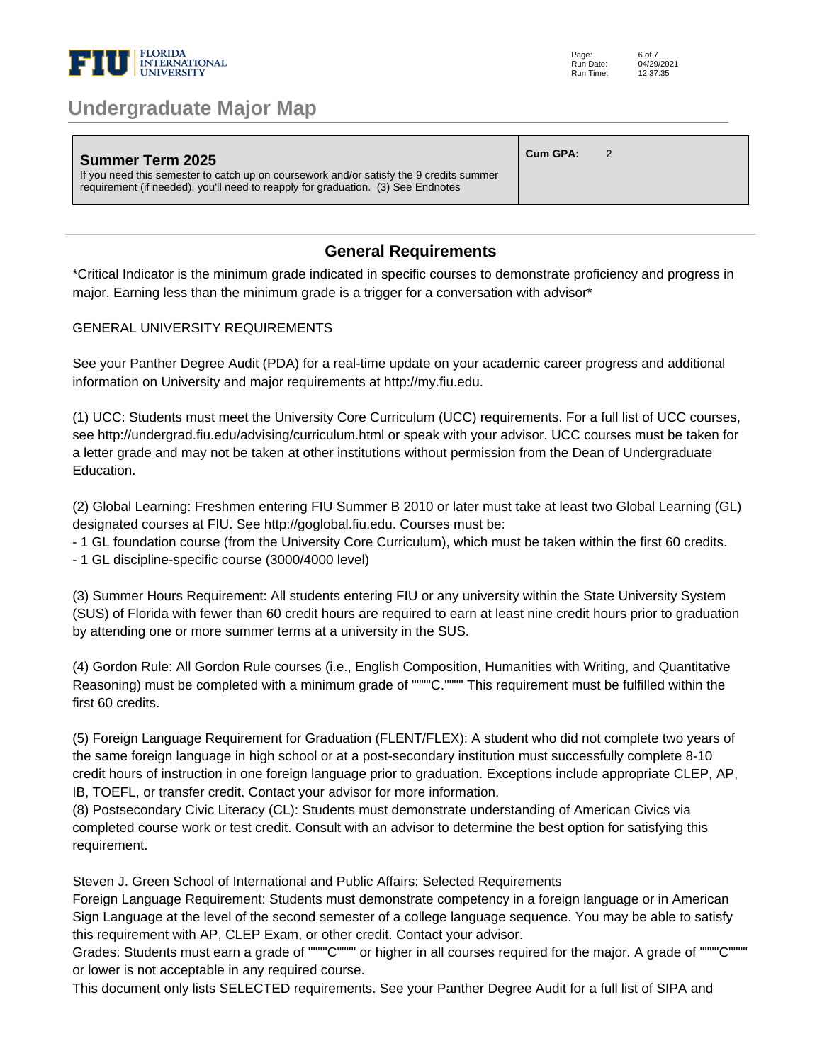# Undergraduate Major Map

| **Summer Term 2025**<br>If you need this semester to catch up on coursework and/or satisfy the 9 credits summer requirement (if needed), you'll need to reapply for graduation. (3) See Endnotes | **Cum GPA:** 2 |
|---|---|

## General Requirements

*Critical Indicator is the minimum grade indicated in specific courses to demonstrate proficiency and progress in major. Earning less than the minimum grade is a trigger for a conversation with advisor*

GENERAL UNIVERSITY REQUIREMENTS

See your Panther Degree Audit (PDA) for a real-time update on your academic career progress and additional information on University and major requirements at http://my.fiu.edu.

(1) UCC: Students must meet the University Core Curriculum (UCC) requirements. For a full list of UCC courses, see http://undergrad.fiu.edu/advising/curriculum.html or speak with your advisor. UCC courses must be taken for a letter grade and may not be taken at other institutions without permission from the Dean of Undergraduate Education.

(2) Global Learning: Freshmen entering FIU Summer B 2010 or later must take at least two Global Learning (GL) designated courses at FIU. See http://goglobal.fiu.edu. Courses must be:
- 1 GL foundation course (from the University Core Curriculum), which must be taken within the first 60 credits.
- 1 GL discipline-specific course (3000/4000 level)

(3) Summer Hours Requirement: All students entering FIU or any university within the State University System (SUS) of Florida with fewer than 60 credit hours are required to earn at least nine credit hours prior to graduation by attending one or more summer terms at a university in the SUS.

(4) Gordon Rule: All Gordon Rule courses (i.e., English Composition, Humanities with Writing, and Quantitative Reasoning) must be completed with a minimum grade of """"C."""" This requirement must be fulfilled within the first 60 credits.

(5) Foreign Language Requirement for Graduation (FLENT/FLEX): A student who did not complete two years of the same foreign language in high school or at a post-secondary institution must successfully complete 8-10 credit hours of instruction in one foreign language prior to graduation. Exceptions include appropriate CLEP, AP, IB, TOEFL, or transfer credit. Contact your advisor for more information.
(8) Postsecondary Civic Literacy (CL): Students must demonstrate understanding of American Civics via completed course work or test credit. Consult with an advisor to determine the best option for satisfying this requirement.

Steven J. Green School of International and Public Affairs: Selected Requirements
Foreign Language Requirement: Students must demonstrate competency in a foreign language or in American Sign Language at the level of the second semester of a college language sequence. You may be able to satisfy this requirement with AP, CLEP Exam, or other credit. Contact your advisor.
Grades: Students must earn a grade of """"C"""" or higher in all courses required for the major. A grade of """"C"""" or lower is not acceptable in any required course.
This document only lists SELECTED requirements. See your Panther Degree Audit for a full list of SIPA and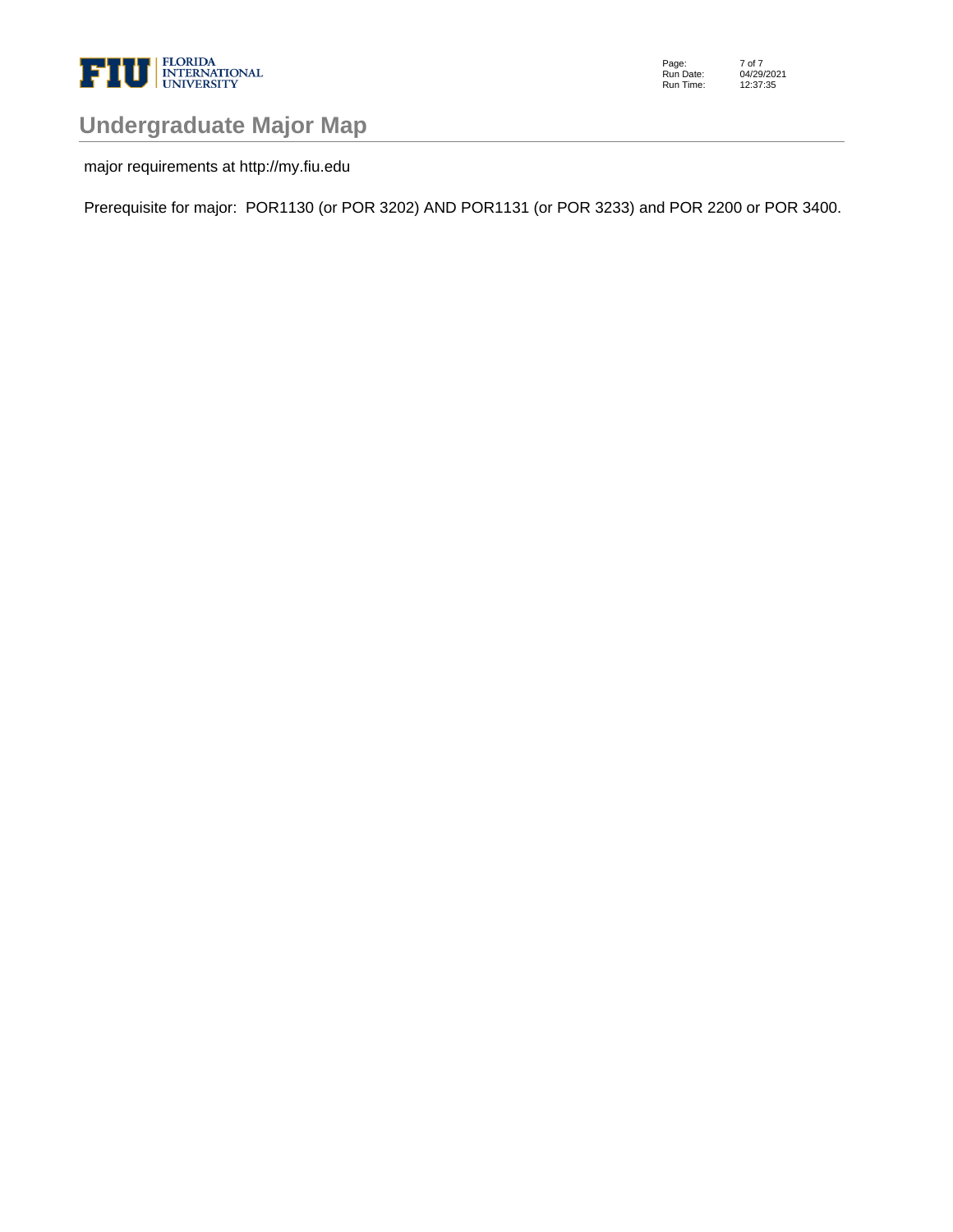# Undergraduate Major Map

major requirements at http://my.fiu.edu

Prerequisite for major: POR1130 (or POR 3202) AND POR1131 (or POR 3233) and POR 2200 or POR 3400.